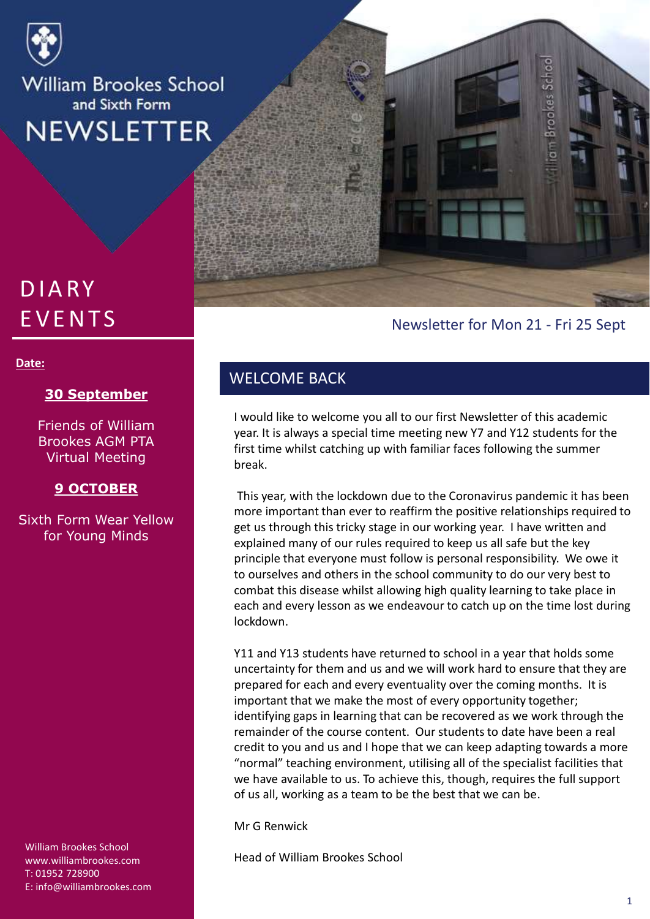# William Brookes School and Sixth Form NEWSLETTER

Newsletter for Mon 21 - Fri 25 Sept

## DIARY EVENTS

**Date:**

**30 September**

Friends of William Brookes AGM PTA Virtual Meeting

**9 OCTOBER**

Sixth Form Wear Yellow for Young Minds

## WELCOME BACK

I would like to welcome you all to our first Newsletter of this academic year. It is always a special time meeting new Y7 and Y12 students for the first time whilst catching up with familiar faces following the summer break.

This year, with the lockdown due to the Coronavirus pandemic it has been more important than ever to reaffirm the positive relationships required to get us through this tricky stage in our working year. I have written and explained many of our rules required to keep us all safe but the key principle that everyone must follow is personal responsibility. We owe it to ourselves and others in the school community to do our very best to combat this disease whilst allowing high quality learning to take place in each and every lesson as we endeavour to catch up on the time lost during lockdown.

Y11 and Y13 students have returned to school in a year that holds some uncertainty for them and us and we will work hard to ensure that they are prepared for each and every eventuality over the coming months. It is important that we make the most of every opportunity together; identifying gaps in learning that can be recovered as we work through the remainder of the course content. Our students to date have been a real credit to you and us and I hope that we can keep adapting towards a more "normal" teaching environment, utilising all of the specialist facilities that we have available to us. To achieve this, though, requires the full support of us all, working as a team to be the best that we can be.

Mr G Renwick

Head of William Brookes School

William Brookes School
www.williambrookes.com
T: 01952 728900
E: info@williambrookes.com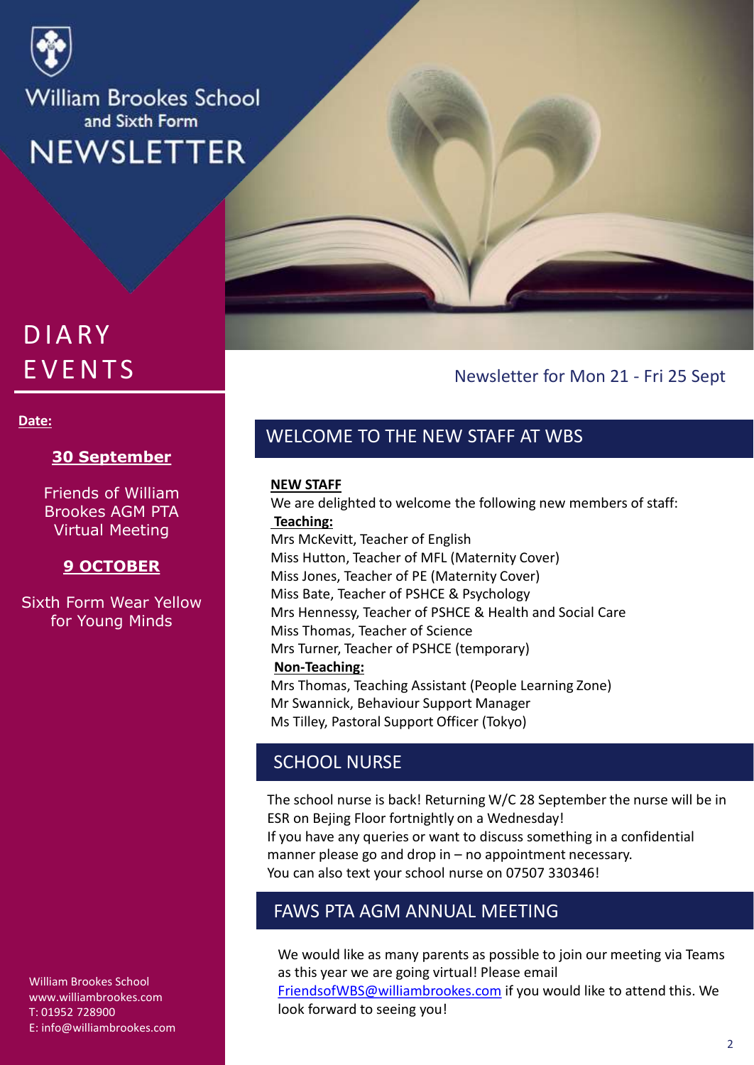# William Brookes School and Sixth Form NEWSLETTER

## DIARY EVENTS

**Date:**

**30 September**

Friends of William Brookes AGM PTA Virtual Meeting

**9 OCTOBER**

Sixth Form Wear Yellow for Young Minds

William Brookes School
www.williambrookes.com
T: 01952 728900
E: info@williambrookes.com

Newsletter for Mon 21 - Fri 25 Sept

## WELCOME TO THE NEW STAFF AT WBS

**NEW STAFF**

We are delighted to welcome the following new members of staff:

**Teaching:**

Mrs McKevitt, Teacher of English
Miss Hutton, Teacher of MFL (Maternity Cover)
Miss Jones, Teacher of PE (Maternity Cover)
Miss Bate, Teacher of PSHCE & Psychology
Mrs Hennessy, Teacher of PSHCE & Health and Social Care
Miss Thomas, Teacher of Science
Mrs Turner, Teacher of PSHCE (temporary)

**Non-Teaching:**

Mrs Thomas, Teaching Assistant (People Learning Zone)
Mr Swannick, Behaviour Support Manager
Ms Tilley, Pastoral Support Officer (Tokyo)

## SCHOOL NURSE

The school nurse is back! Returning W/C 28 September the nurse will be in ESR on Bejing Floor fortnightly on a Wednesday!
If you have any queries or want to discuss something in a confidential manner please go and drop in – no appointment necessary.
You can also text your school nurse on 07507 330346!

## FAWS PTA AGM ANNUAL MEETING

We would like as many parents as possible to join our meeting via Teams as this year we are going virtual! Please email FriendsofWBS@williambrookes.com if you would like to attend this. We look forward to seeing you!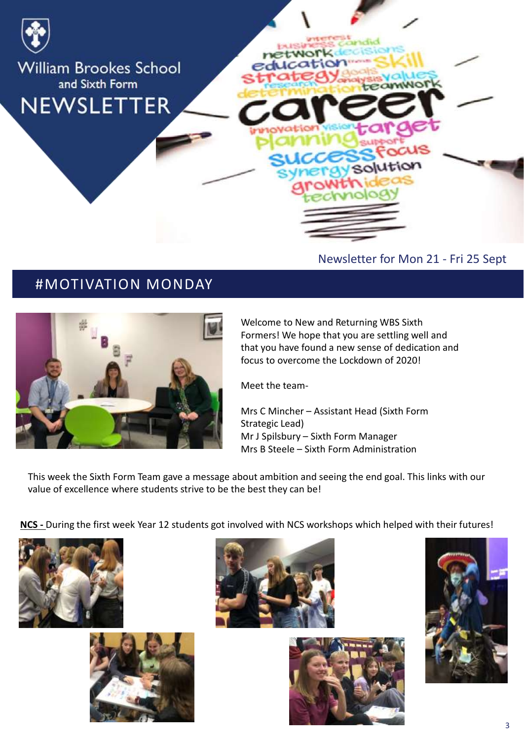William Brookes School and Sixth Form

# NEWSLETTER

Newsletter for Mon 21 - Fri 25 Sept

## #MOTIVATION MONDAY

Welcome to New and Returning WBS Sixth Formers! We hope that you are settling well and that you have found a new sense of dedication and focus to overcome the Lockdown of 2020!

Meet the team-

Mrs C Mincher – Assistant Head (Sixth Form Strategic Lead)
Mr J Spilsbury – Sixth Form Manager
Mrs B Steele – Sixth Form Administration

This week the Sixth Form Team gave a message about ambition and seeing the end goal. This links with our value of excellence where students strive to be the best they can be!

**NCS -** During the first week Year 12 students got involved with NCS workshops which helped with their futures!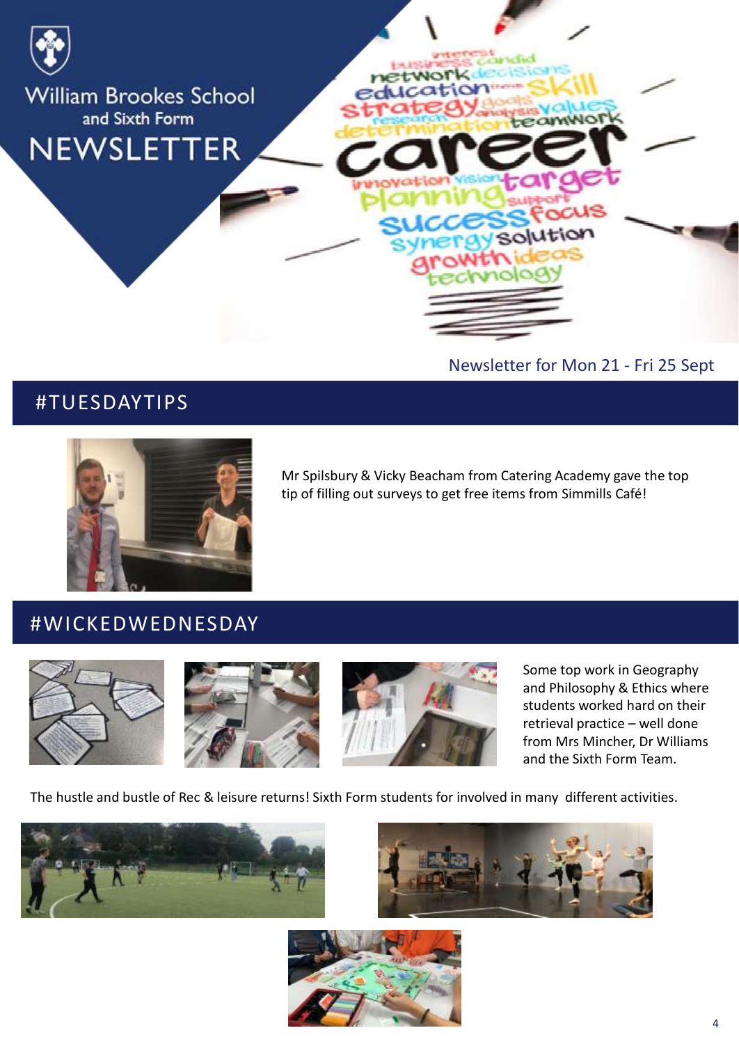William Brookes School and Sixth Form

# NEWSLETTER

Newsletter for Mon 21 - Fri 25 Sept

## #TUESDAYTIPS

Mr Spilsbury & Vicky Beacham from Catering Academy gave the top tip of filling out surveys to get free items from Simmills Café!

## #WICKEDWEDNESDAY

Some top work in Geography and Philosophy & Ethics where students worked hard on their retrieval practice – well done from Mrs Mincher, Dr Williams and the Sixth Form Team.

The hustle and bustle of Rec & leisure returns! Sixth Form students for involved in many different activities.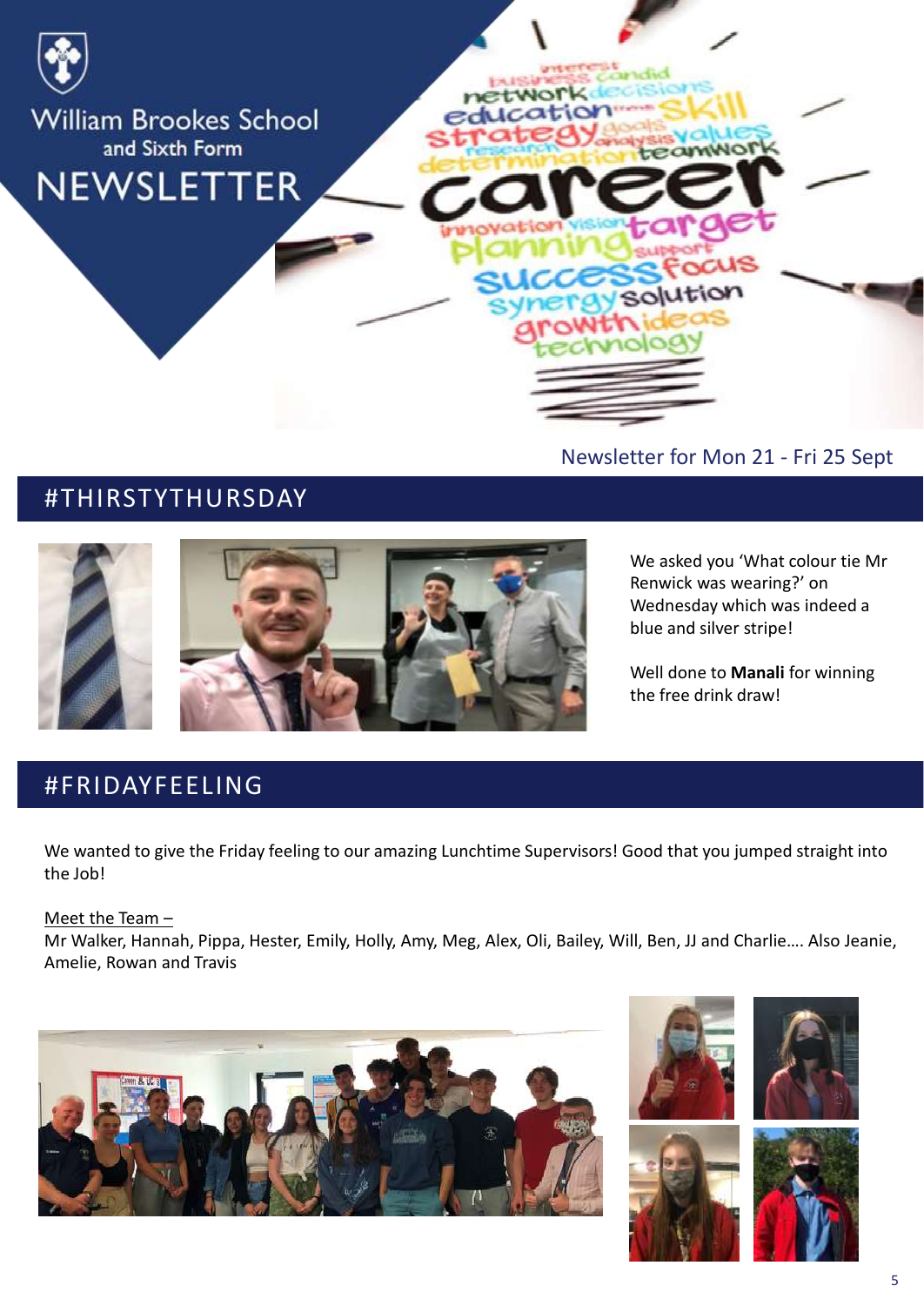William Brookes School and Sixth Form

# NEWSLETTER

Newsletter for Mon 21 - Fri 25 Sept

## #THIRSTYTHURSDAY

We asked you 'What colour tie Mr Renwick was wearing?' on Wednesday which was indeed a blue and silver stripe!

Well done to **Manali** for winning the free drink draw!

## #FRIDAYFEELING

We wanted to give the Friday feeling to our amazing Lunchtime Supervisors! Good that you jumped straight into the Job!

Meet the Team –
Mr Walker, Hannah, Pippa, Hester, Emily, Holly, Amy, Meg, Alex, Oli, Bailey, Will, Ben, JJ and Charlie…. Also Jeanie, Amelie, Rowan and Travis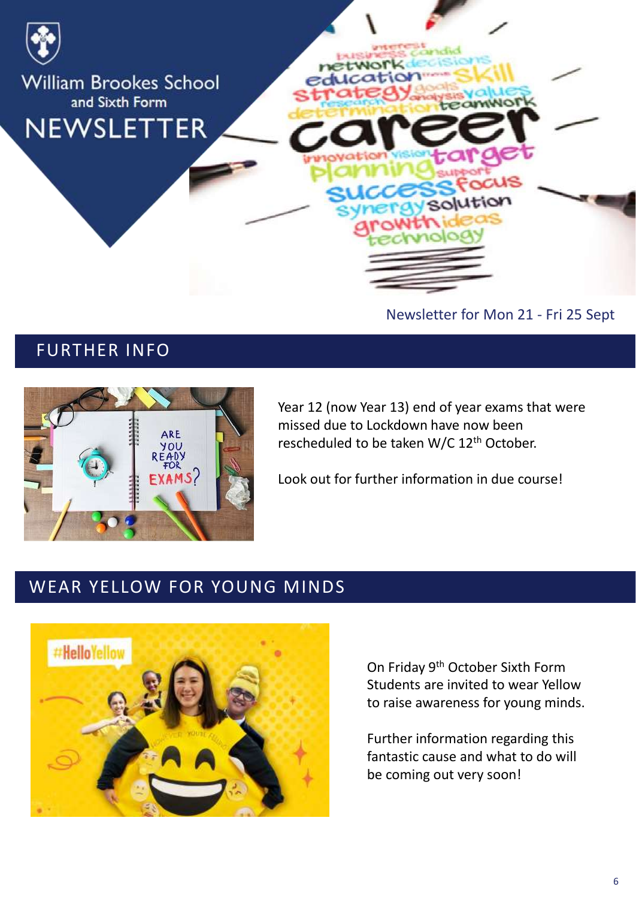William Brookes School and Sixth Form

# NEWSLETTER

Newsletter for Mon 21 - Fri 25 Sept

## FURTHER INFO

Year 12 (now Year 13) end of year exams that were missed due to Lockdown have now been rescheduled to be taken W/C 12th October.

Look out for further information in due course!

## WEAR YELLOW FOR YOUNG MINDS

On Friday 9th October Sixth Form Students are invited to wear Yellow to raise awareness for young minds.

Further information regarding this fantastic cause and what to do will be coming out very soon!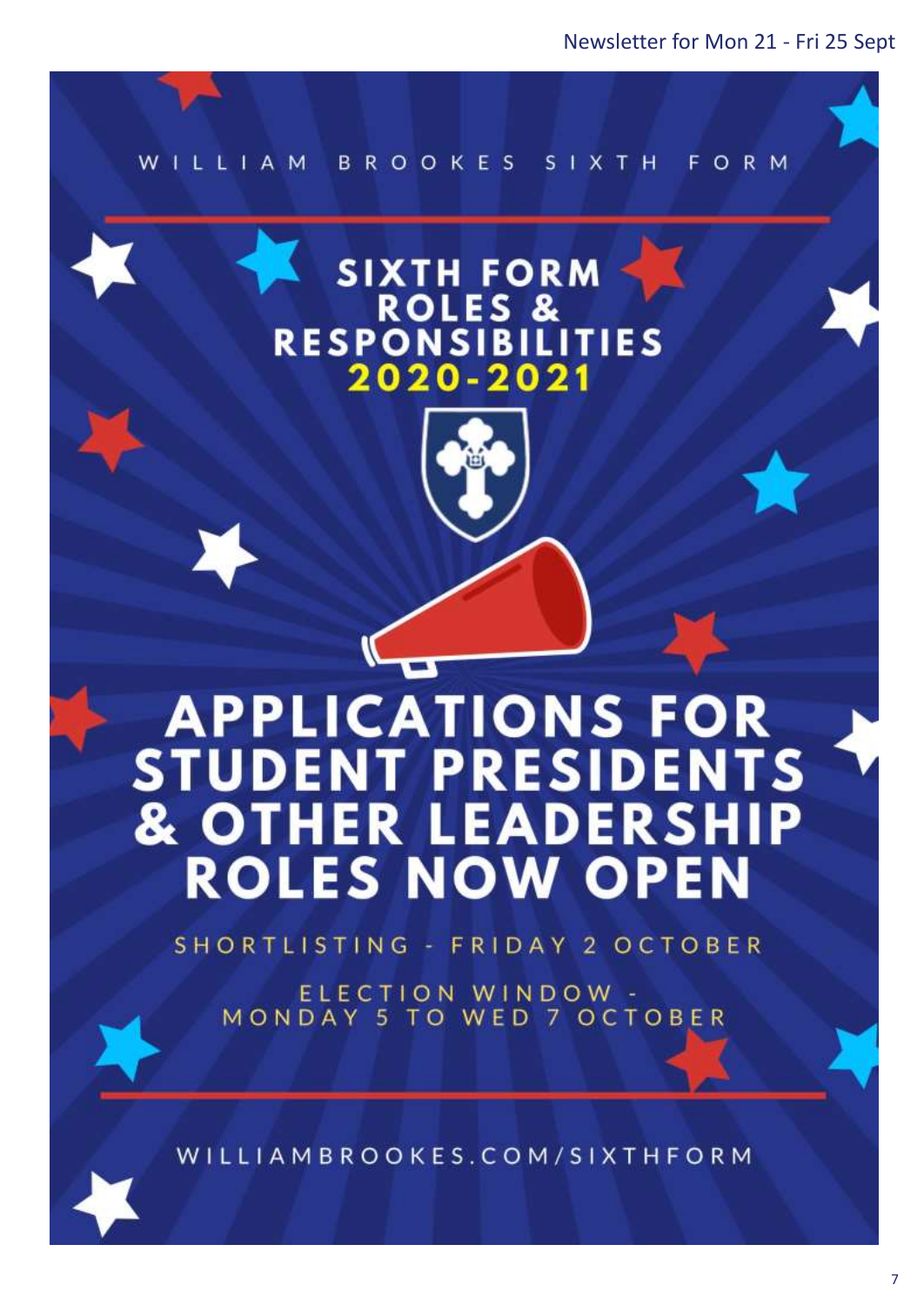WILLIAM BROOKES SIXTH FORM

# SIXTH FORM ROLES & RESPONSIBILITIES 2020-2021

# APPLICATIONS FOR STUDENT PRESIDENTS & OTHER LEADERSHIP ROLES NOW OPEN

SHORTLISTING - FRIDAY 2 OCTOBER

ELECTION WINDOW - MONDAY 5 TO WED 7 OCTOBER

WILLIAMBROOKES.COM/SIXTHFORM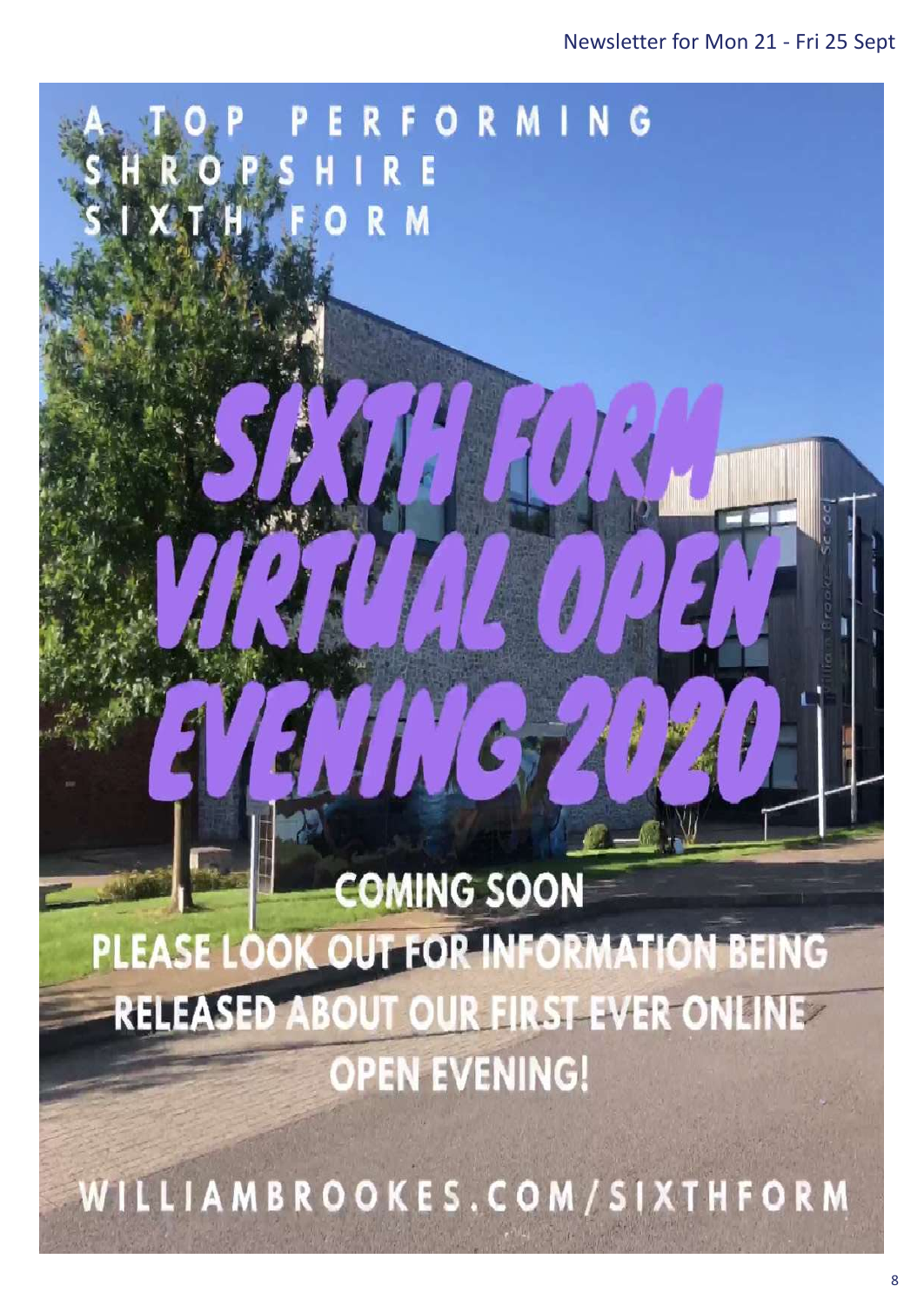A TOP PERFORMING SHROPSHIRE SIXTH FORM

# SIXTH FORM VIRTUAL OPEN EVENING 2020

**COMING SOON**

**PLEASE LOOK OUT FOR INFORMATION BEING RELEASED ABOUT OUR FIRST EVER ONLINE OPEN EVENING!**

WILLIAMBROOKES.COM/SIXTHFORM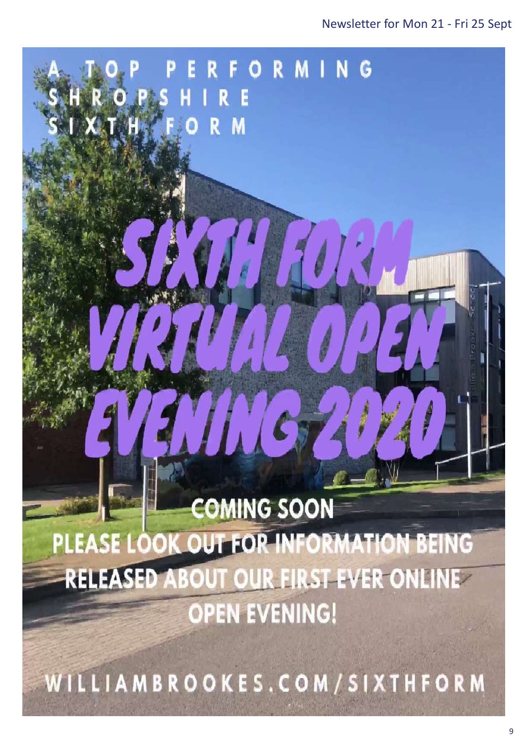A TOP PERFORMING SHROPSHIRE SIXTH FORM

# SIXTH FORM VIRTUAL OPEN EVENING 2020

## COMING SOON

PLEASE LOOK OUT FOR INFORMATION BEING RELEASED ABOUT OUR FIRST EVER ONLINE OPEN EVENING!

WILLIAMBROOKES.COM/SIXTHFORM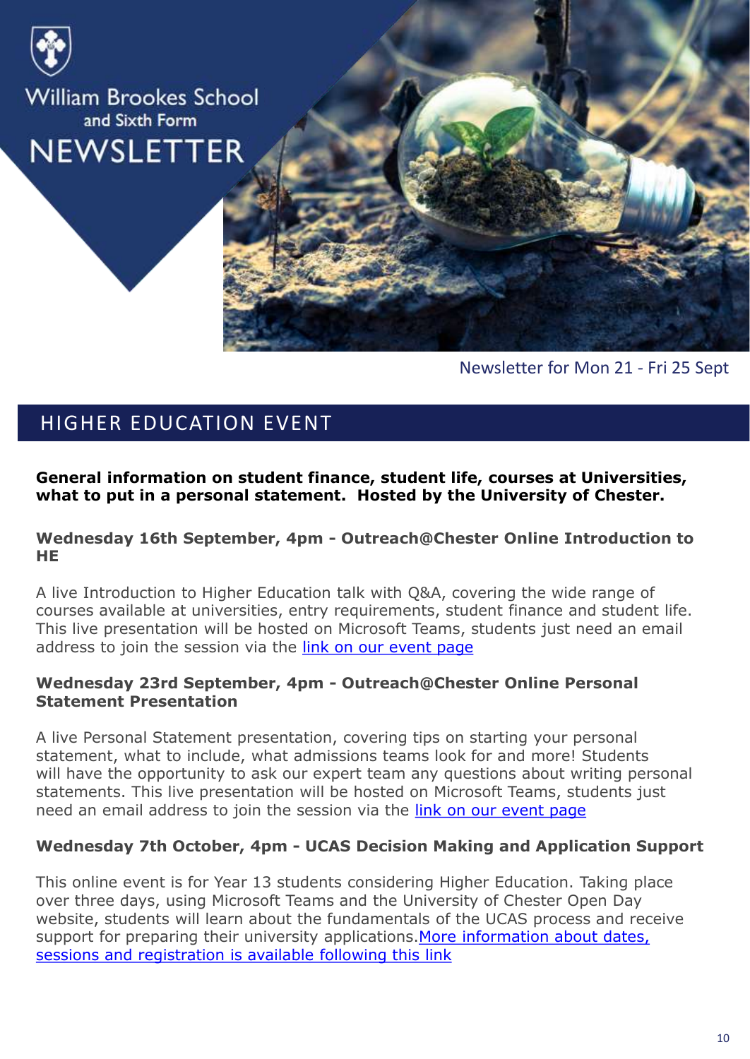William Brookes School and Sixth Form

# NEWSLETTER

Newsletter for Mon 21 - Fri 25 Sept

## HIGHER EDUCATION EVENT

**General information on student finance, student life, courses at Universities, what to put in a personal statement. Hosted by the University of Chester.**

### Wednesday 16th September, 4pm - Outreach@Chester Online Introduction to HE

A live Introduction to Higher Education talk with Q&A, covering the wide range of courses available at universities, entry requirements, student finance and student life. This live presentation will be hosted on Microsoft Teams, students just need an email address to join the session via the link on our event page

### Wednesday 23rd September, 4pm - Outreach@Chester Online Personal Statement Presentation

A live Personal Statement presentation, covering tips on starting your personal statement, what to include, what admissions teams look for and more! Students will have the opportunity to ask our expert team any questions about writing personal statements. This live presentation will be hosted on Microsoft Teams, students just need an email address to join the session via the link on our event page

### Wednesday 7th October, 4pm - UCAS Decision Making and Application Support

This online event is for Year 13 students considering Higher Education. Taking place over three days, using Microsoft Teams and the University of Chester Open Day website, students will learn about the fundamentals of the UCAS process and receive support for preparing their university applications. More information about dates, sessions and registration is available following this link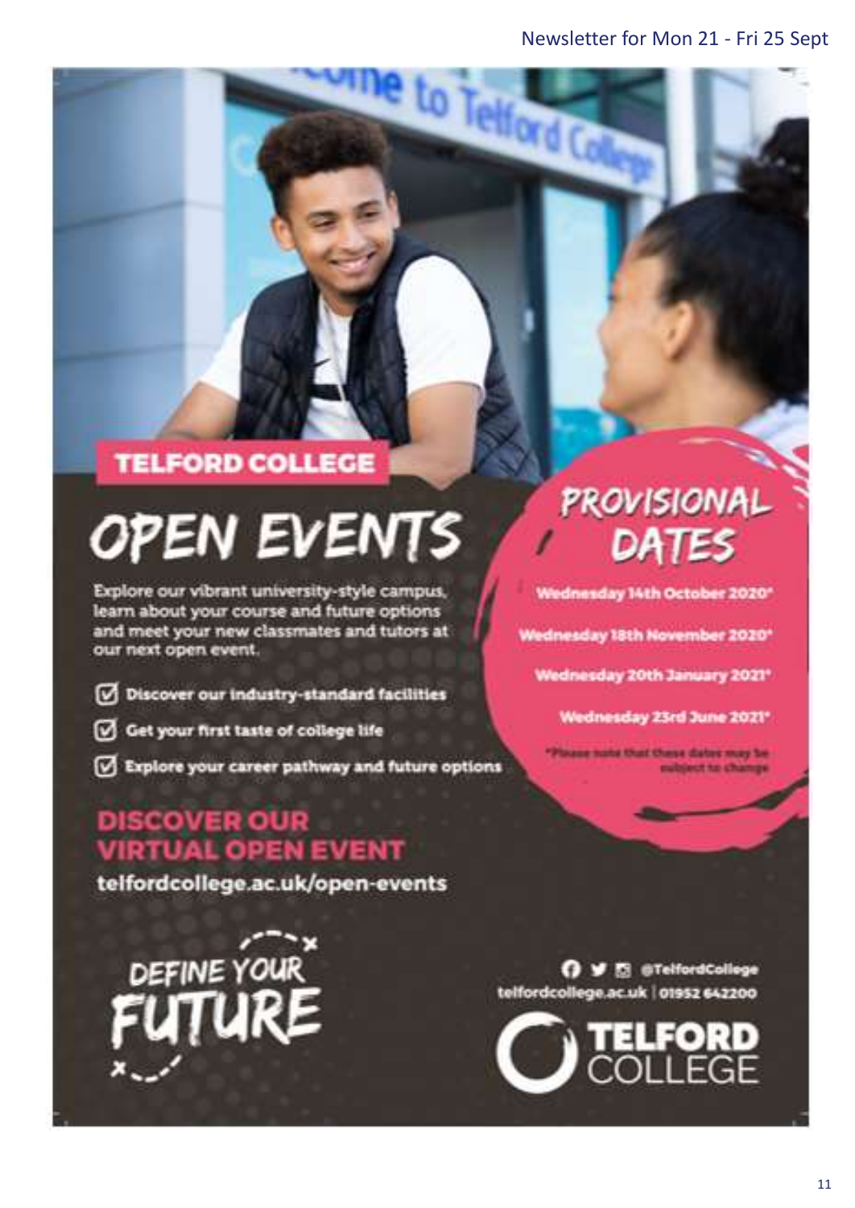# TELFORD COLLEGE

## OPEN EVENTS

Explore our vibrant university-style campus, learn about your course and future options and meet your new classmates and tutors at our next open event.

- ☑ Discover our industry-standard facilities
- ☑ Get your first taste of college life
- ☑ Explore your career pathway and future options

## PROVISIONAL DATES

Wednesday 14th October 2020*

Wednesday 18th November 2020*

Wednesday 20th January 2021*

Wednesday 23rd June 2021*

*Please note that these dates may be subject to change

## DISCOVER OUR VIRTUAL OPEN EVENT

telfordcollege.ac.uk/open-events

DEFINE YOUR FUTURE

@TelfordCollege

telfordcollege.ac.uk | 01952 642200

TELFORD COLLEGE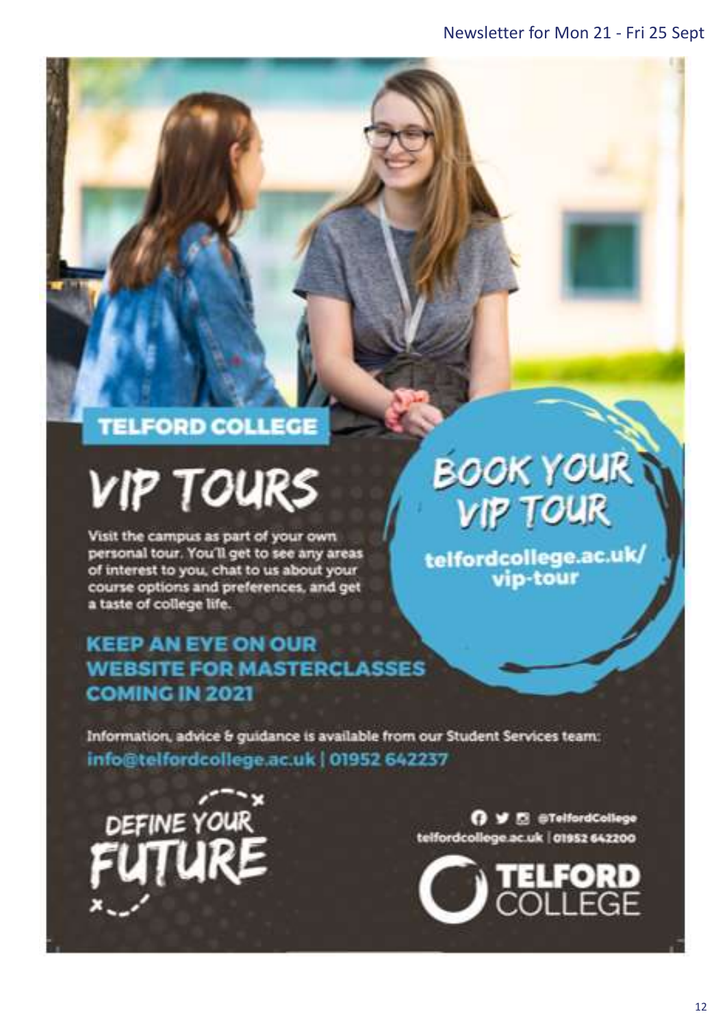## TELFORD COLLEGE

# VIP TOURS

Visit the campus as part of your own personal tour. You'll get to see any areas of interest to you, chat to us about your course options and preferences, and get a taste of college life.

## BOOK YOUR VIP TOUR

**telfordcollege.ac.uk/vip-tour**

### KEEP AN EYE ON OUR WEBSITE FOR MASTERCLASSES COMING IN 2021

Information, advice & guidance is available from our Student Services team:

**info@telfordcollege.ac.uk | 01952 642237**

DEFINE YOUR FUTURE

@TelfordCollege

telfordcollege.ac.uk | 01952 642200

TELFORD COLLEGE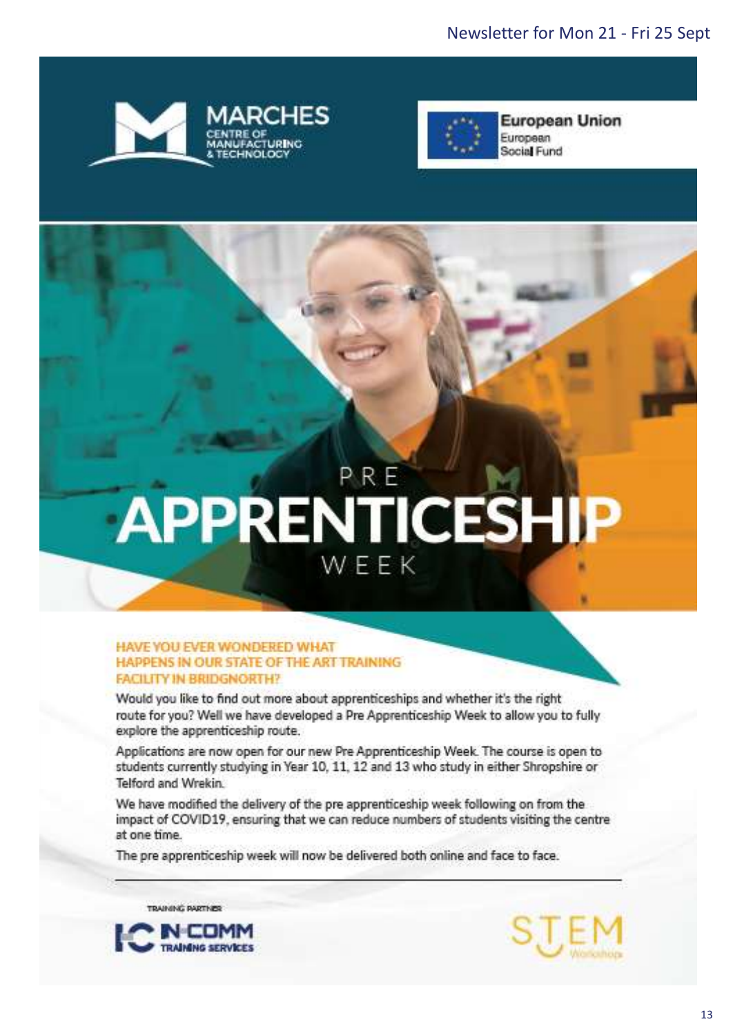MARCHES
CENTRE OF MANUFACTURING & TECHNOLOGY

European Union
European Social Fund

# PRE APPRENTICESHIP WEEK

### HAVE YOU EVER WONDERED WHAT HAPPENS IN OUR STATE OF THE ART TRAINING FACILITY IN BRIDGNORTH?

Would you like to find out more about apprenticeships and whether it's the right route for you? Well we have developed a Pre Apprenticeship Week to allow you to fully explore the apprenticeship route.

Applications are now open for our new Pre Apprenticeship Week. The course is open to students currently studying in Year 10, 11, 12 and 13 who study in either Shropshire or Telford and Wrekin.

We have modified the delivery of the pre apprenticeship week following on from the impact of COVID19, ensuring that we can reduce numbers of students visiting the centre at one time.

The pre apprenticeship week will now be delivered both online and face to face.

---

TRAINING PARTNER

IN-COMM TRAINING SERVICES

STEM Workshops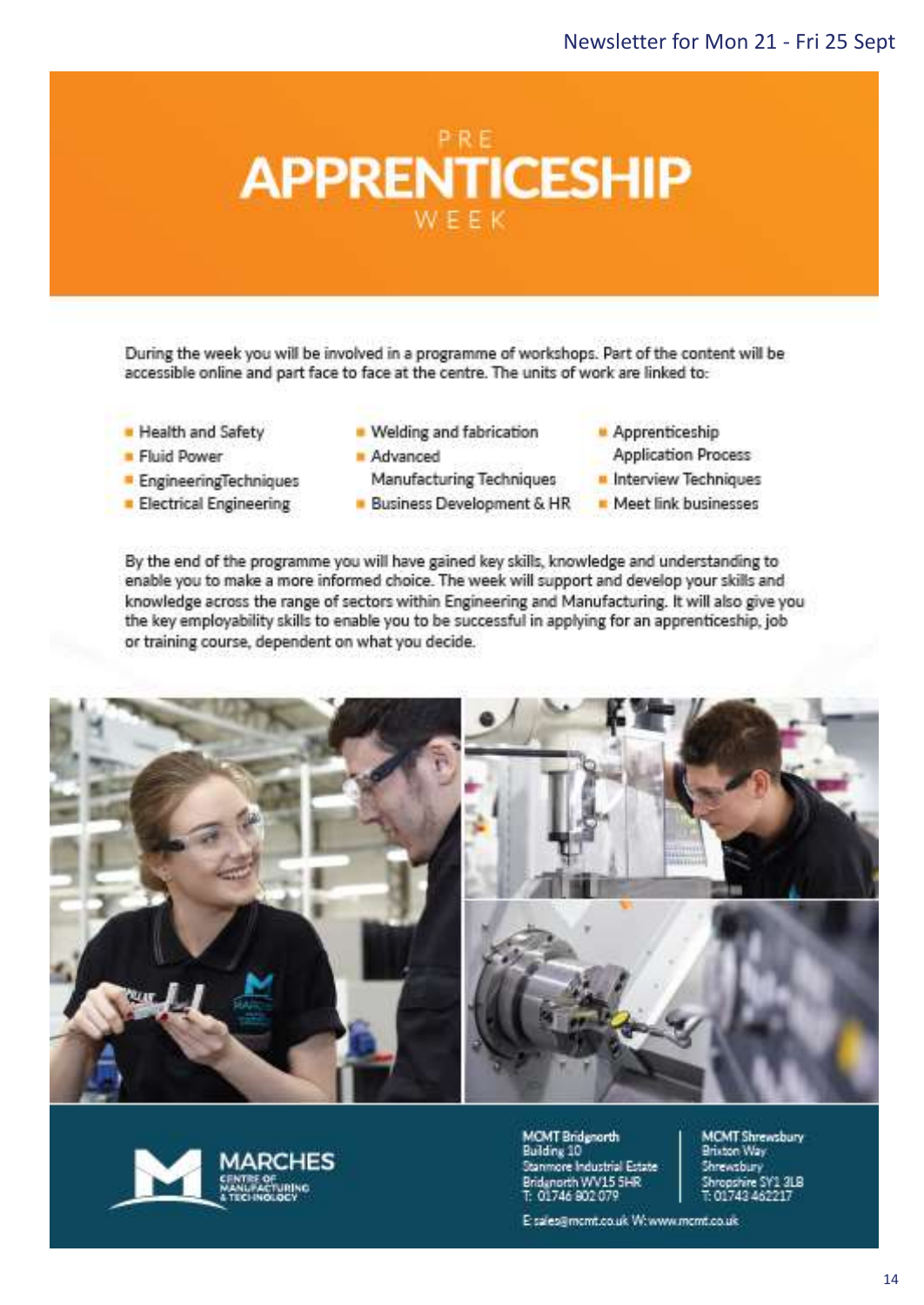# PRE APPRENTICESHIP WEEK

During the week you will be involved in a programme of workshops. Part of the content will be accessible online and part face to face at the centre. The units of work are linked to:

- Health and Safety
- Fluid Power
- EngineeringTechniques
- Electrical Engineering
- Welding and fabrication
- Advanced Manufacturing Techniques
- Business Development & HR
- Apprenticeship Application Process
- Interview Techniques
- Meet link businesses

By the end of the programme you will have gained key skills, knowledge and understanding to enable you to make a more informed choice. The week will support and develop your skills and knowledge across the range of sectors within Engineering and Manufacturing. It will also give you the key employability skills to enable you to be successful in applying for an apprenticeship, job or training course, dependent on what you decide.

**MARCHES** CENTRE OF MANUFACTURING & TECHNOLOGY

**MCMT Bridgnorth**
Building 10
Stanmore Industrial Estate
Bridgnorth WV15 5HR
T: 01746 802 079

**MCMT Shrewsbury**
Brixton Way
Shrewsbury
Shropshire SY1 3LB
T: 01743 462217

E: sales@mcmt.co.uk W: www.mcmt.co.uk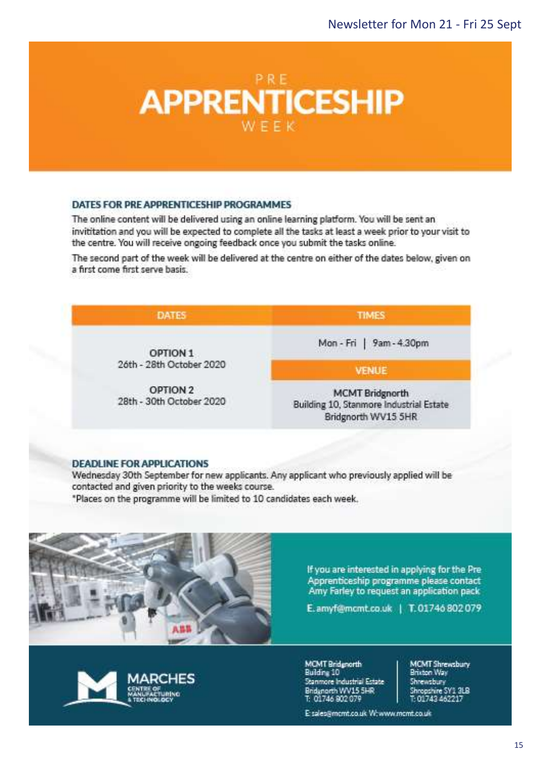# PRE APPRENTICESHIP WEEK

## DATES FOR PRE APPRENTICESHIP PROGRAMMES

The online content will be delivered using an online learning platform. You will be sent an invititation and you will be expected to complete all the tasks at least a week prior to your visit to the centre. You will receive ongoing feedback once you submit the tasks online.

The second part of the week will be delivered at the centre on either of the dates below, given on a first come first serve basis.

| DATES | TIMES |
|---|---|
| **OPTION 1** 26th - 28th October 2020 | Mon - Fri \| 9am - 4.30pm |
| | **VENUE** |
| **OPTION 2** 28th - 30th October 2020 | **MCMT Bridgnorth** Building 10, Stanmore Industrial Estate Bridgnorth WV15 5HR |

## DEADLINE FOR APPLICATIONS

Wednesday 30th September for new applicants. Any applicant who previously applied will be contacted and given priority to the weeks course.

*Places on the programme will be limited to 10 candidates each week.

If you are interested in applying for the Pre Apprenticeship programme please contact Amy Farley to request an application pack

E. amyf@mcmt.co.uk | T. 01746 802 079

MARCHES CENTRE OF MANUFACTURING & TECHNOLOGY

MCMT Bridgnorth
Building 10
Stanmore Industrial Estate
Bridgnorth WV15 5HR
T: 01746 802 079

MCMT Shrewsbury
Brixton Way
Shrewsbury
Shropshire SY1 3LB
T: 01743 462217

E: sales@mcmt.co.uk W: www.mcmt.co.uk